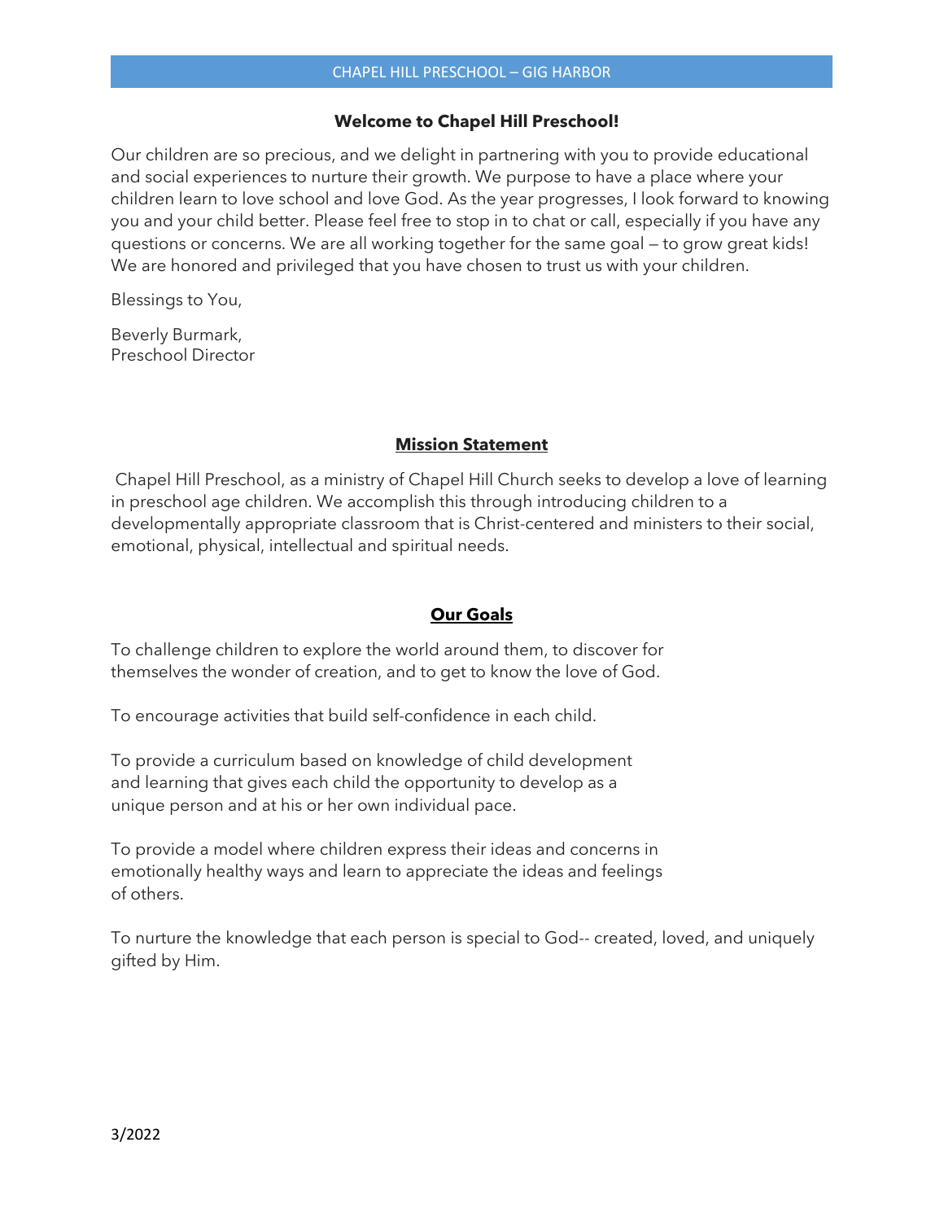## Welcome to Chapel Hill Preschool!

Our children are so precious, and we delight in partnering with you to provide educational and social experiences to nurture their growth. We purpose to have a place where your children learn to love school and love God. As the year progresses, I look forward to knowing you and your child better. Please feel free to stop in to chat or call, especially if you have any questions or concerns. We are all working together for the same goal – to grow great kids! We are honored and privileged that you have chosen to trust us with your children.

Blessings to You,

Beverly Burmark,
Preschool Director

## Mission Statement

Chapel Hill Preschool, as a ministry of Chapel Hill Church seeks to develop a love of learning in preschool age children. We accomplish this through introducing children to a developmentally appropriate classroom that is Christ-centered and ministers to their social, emotional, physical, intellectual and spiritual needs.

## Our Goals

To challenge children to explore the world around them, to discover for themselves the wonder of creation, and to get to know the love of God.

To encourage activities that build self-confidence in each child.

To provide a curriculum based on knowledge of child development and learning that gives each child the opportunity to develop as a unique person and at his or her own individual pace.

To provide a model where children express their ideas and concerns in emotionally healthy ways and learn to appreciate the ideas and feelings of others.

To nurture the knowledge that each person is special to God-- created, loved, and uniquely gifted by Him.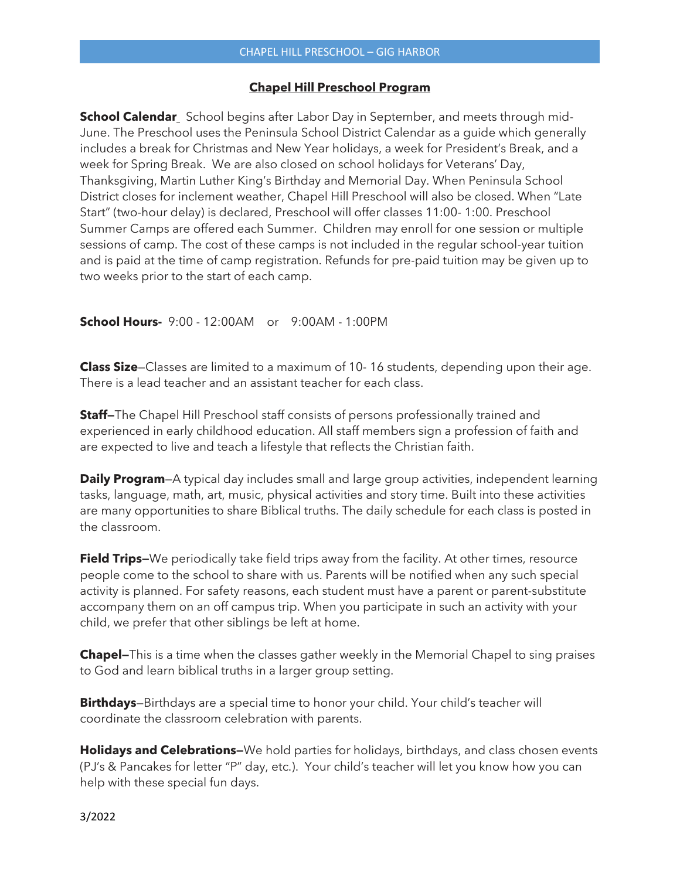## Chapel Hill Preschool Program

**School Calendar**_ School begins after Labor Day in September, and meets through mid-June. The Preschool uses the Peninsula School District Calendar as a guide which generally includes a break for Christmas and New Year holidays, a week for President's Break, and a week for Spring Break. We are also closed on school holidays for Veterans' Day, Thanksgiving, Martin Luther King's Birthday and Memorial Day. When Peninsula School District closes for inclement weather, Chapel Hill Preschool will also be closed. When "Late Start" (two-hour delay) is declared, Preschool will offer classes 11:00- 1:00. Preschool Summer Camps are offered each Summer. Children may enroll for one session or multiple sessions of camp. The cost of these camps is not included in the regular school-year tuition and is paid at the time of camp registration. Refunds for pre-paid tuition may be given up to two weeks prior to the start of each camp.

**School Hours-** 9:00 - 12:00AM or 9:00AM - 1:00PM

**Class Size**—Classes are limited to a maximum of 10- 16 students, depending upon their age. There is a lead teacher and an assistant teacher for each class.

**Staff—**The Chapel Hill Preschool staff consists of persons professionally trained and experienced in early childhood education. All staff members sign a profession of faith and are expected to live and teach a lifestyle that reflects the Christian faith.

**Daily Program**—A typical day includes small and large group activities, independent learning tasks, language, math, art, music, physical activities and story time. Built into these activities are many opportunities to share Biblical truths. The daily schedule for each class is posted in the classroom.

**Field Trips—**We periodically take field trips away from the facility. At other times, resource people come to the school to share with us. Parents will be notified when any such special activity is planned. For safety reasons, each student must have a parent or parent-substitute accompany them on an off campus trip. When you participate in such an activity with your child, we prefer that other siblings be left at home.

**Chapel—**This is a time when the classes gather weekly in the Memorial Chapel to sing praises to God and learn biblical truths in a larger group setting.

**Birthdays**—Birthdays are a special time to honor your child. Your child's teacher will coordinate the classroom celebration with parents.

**Holidays and Celebrations—**We hold parties for holidays, birthdays, and class chosen events (PJ's & Pancakes for letter "P" day, etc.). Your child's teacher will let you know how you can help with these special fun days.

3/2022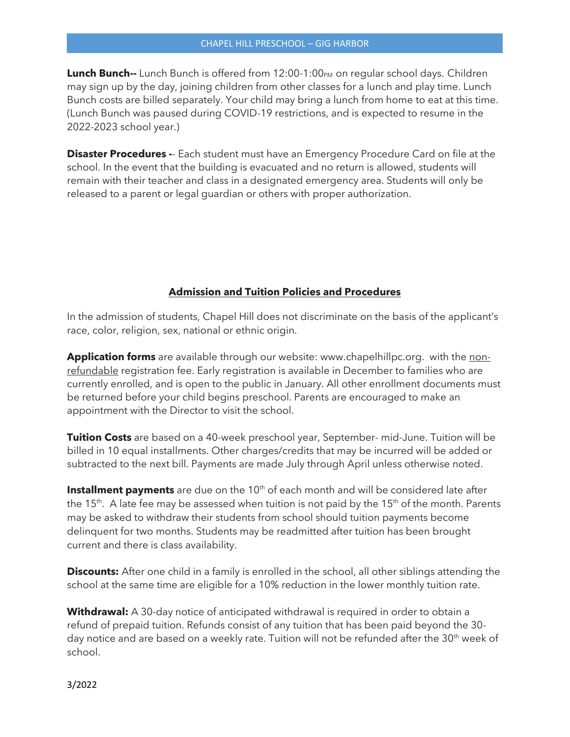**Lunch Bunch--** Lunch Bunch is offered from 12:00-1:00PM on regular school days. Children may sign up by the day, joining children from other classes for a lunch and play time. Lunch Bunch costs are billed separately. Your child may bring a lunch from home to eat at this time. (Lunch Bunch was paused during COVID-19 restrictions, and is expected to resume in the 2022-2023 school year.)

**Disaster Procedures -**- Each student must have an Emergency Procedure Card on file at the school. In the event that the building is evacuated and no return is allowed, students will remain with their teacher and class in a designated emergency area. Students will only be released to a parent or legal guardian or others with proper authorization.

## Admission and Tuition Policies and Procedures

In the admission of students, Chapel Hill does not discriminate on the basis of the applicant's race, color, religion, sex, national or ethnic origin.

**Application forms** are available through our website: www.chapelhillpc.org. with the non-refundable registration fee. Early registration is available in December to families who are currently enrolled, and is open to the public in January. All other enrollment documents must be returned before your child begins preschool. Parents are encouraged to make an appointment with the Director to visit the school.

**Tuition Costs** are based on a 40-week preschool year, September- mid-June. Tuition will be billed in 10 equal installments. Other charges/credits that may be incurred will be added or subtracted to the next bill. Payments are made July through April unless otherwise noted.

**Installment payments** are due on the 10th of each month and will be considered late after the 15th. A late fee may be assessed when tuition is not paid by the 15th of the month. Parents may be asked to withdraw their students from school should tuition payments become delinquent for two months. Students may be readmitted after tuition has been brought current and there is class availability.

**Discounts:** After one child in a family is enrolled in the school, all other siblings attending the school at the same time are eligible for a 10% reduction in the lower monthly tuition rate.

**Withdrawal:** A 30-day notice of anticipated withdrawal is required in order to obtain a refund of prepaid tuition. Refunds consist of any tuition that has been paid beyond the 30-day notice and are based on a weekly rate. Tuition will not be refunded after the 30th week of school.

3/2022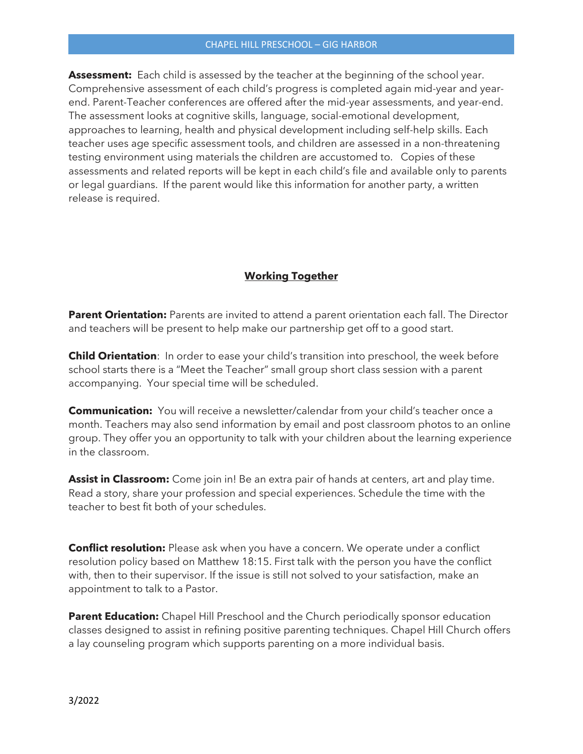**Assessment:** Each child is assessed by the teacher at the beginning of the school year. Comprehensive assessment of each child's progress is completed again mid-year and year-end. Parent-Teacher conferences are offered after the mid-year assessments, and year-end. The assessment looks at cognitive skills, language, social-emotional development, approaches to learning, health and physical development including self-help skills. Each teacher uses age specific assessment tools, and children are assessed in a non-threatening testing environment using materials the children are accustomed to. Copies of these assessments and related reports will be kept in each child's file and available only to parents or legal guardians. If the parent would like this information for another party, a written release is required.

## Working Together

**Parent Orientation:** Parents are invited to attend a parent orientation each fall. The Director and teachers will be present to help make our partnership get off to a good start.

**Child Orientation**: In order to ease your child's transition into preschool, the week before school starts there is a "Meet the Teacher" small group short class session with a parent accompanying. Your special time will be scheduled.

**Communication:** You will receive a newsletter/calendar from your child's teacher once a month. Teachers may also send information by email and post classroom photos to an online group. They offer you an opportunity to talk with your children about the learning experience in the classroom.

**Assist in Classroom:** Come join in! Be an extra pair of hands at centers, art and play time. Read a story, share your profession and special experiences. Schedule the time with the teacher to best fit both of your schedules.

**Conflict resolution:** Please ask when you have a concern. We operate under a conflict resolution policy based on Matthew 18:15. First talk with the person you have the conflict with, then to their supervisor. If the issue is still not solved to your satisfaction, make an appointment to talk to a Pastor.

**Parent Education:** Chapel Hill Preschool and the Church periodically sponsor education classes designed to assist in refining positive parenting techniques. Chapel Hill Church offers a lay counseling program which supports parenting on a more individual basis.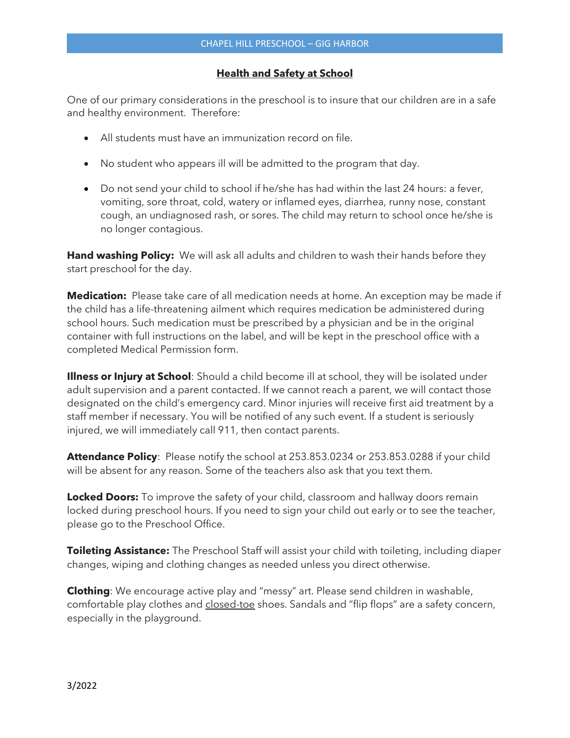## Health and Safety at School

One of our primary considerations in the preschool is to insure that our children are in a safe and healthy environment. Therefore:

- All students must have an immunization record on file.
- No student who appears ill will be admitted to the program that day.
- Do not send your child to school if he/she has had within the last 24 hours: a fever, vomiting, sore throat, cold, watery or inflamed eyes, diarrhea, runny nose, constant cough, an undiagnosed rash, or sores. The child may return to school once he/she is no longer contagious.

**Hand washing Policy:** We will ask all adults and children to wash their hands before they start preschool for the day.

**Medication:** Please take care of all medication needs at home. An exception may be made if the child has a life-threatening ailment which requires medication be administered during school hours. Such medication must be prescribed by a physician and be in the original container with full instructions on the label, and will be kept in the preschool office with a completed Medical Permission form.

**Illness or Injury at School**: Should a child become ill at school, they will be isolated under adult supervision and a parent contacted. If we cannot reach a parent, we will contact those designated on the child's emergency card. Minor injuries will receive first aid treatment by a staff member if necessary. You will be notified of any such event. If a student is seriously injured, we will immediately call 911, then contact parents.

**Attendance Policy**: Please notify the school at 253.853.0234 or 253.853.0288 if your child will be absent for any reason. Some of the teachers also ask that you text them.

**Locked Doors:** To improve the safety of your child, classroom and hallway doors remain locked during preschool hours. If you need to sign your child out early or to see the teacher, please go to the Preschool Office.

**Toileting Assistance:** The Preschool Staff will assist your child with toileting, including diaper changes, wiping and clothing changes as needed unless you direct otherwise.

**Clothing**: We encourage active play and "messy" art. Please send children in washable, comfortable play clothes and closed-toe shoes. Sandals and "flip flops" are a safety concern, especially in the playground.

3/2022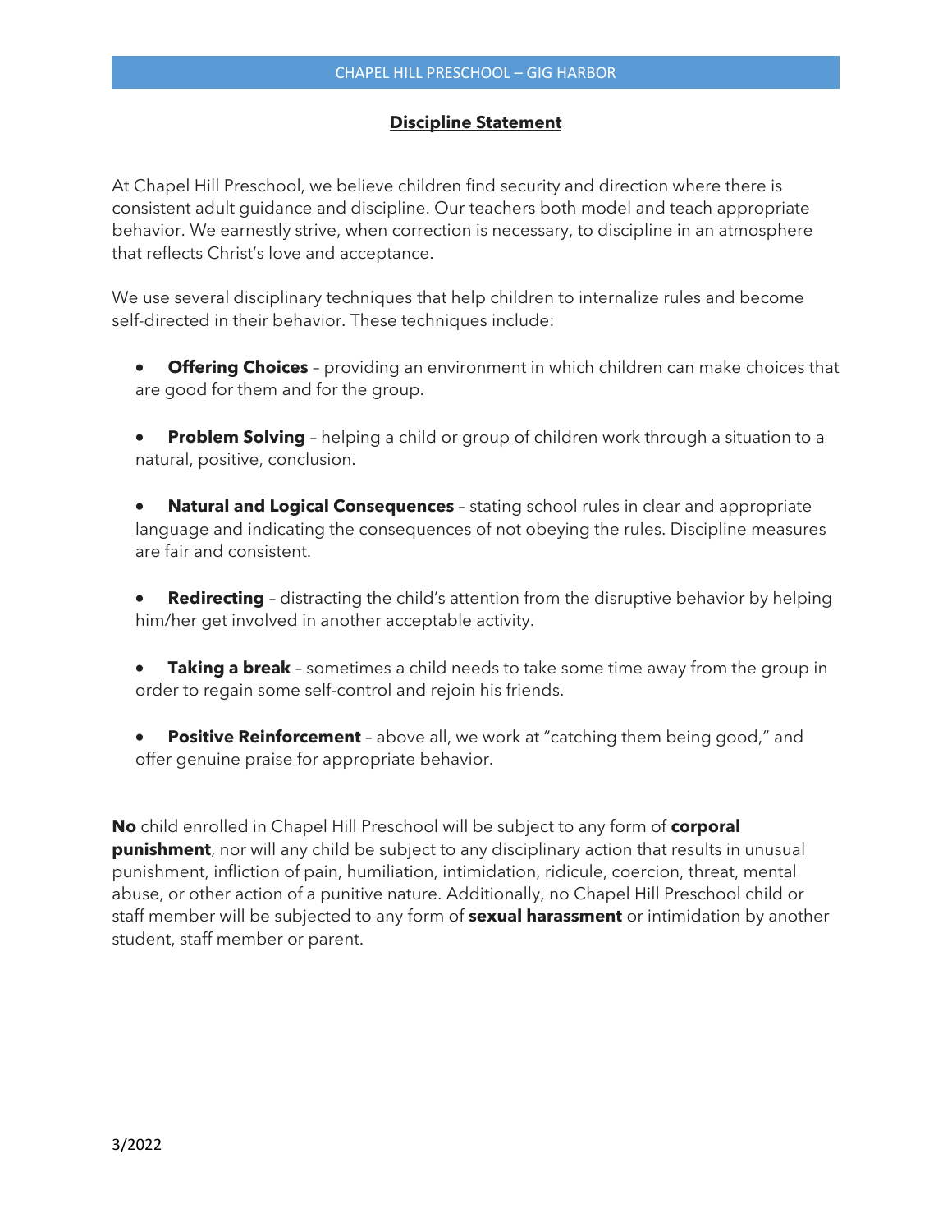## Discipline Statement

At Chapel Hill Preschool, we believe children find security and direction where there is consistent adult guidance and discipline. Our teachers both model and teach appropriate behavior. We earnestly strive, when correction is necessary, to discipline in an atmosphere that reflects Christ's love and acceptance.

We use several disciplinary techniques that help children to internalize rules and become self-directed in their behavior. These techniques include:

- **Offering Choices** – providing an environment in which children can make choices that are good for them and for the group.
- **Problem Solving** – helping a child or group of children work through a situation to a natural, positive, conclusion.
- **Natural and Logical Consequences** – stating school rules in clear and appropriate language and indicating the consequences of not obeying the rules. Discipline measures are fair and consistent.
- **Redirecting** – distracting the child's attention from the disruptive behavior by helping him/her get involved in another acceptable activity.
- **Taking a break** – sometimes a child needs to take some time away from the group in order to regain some self-control and rejoin his friends.
- **Positive Reinforcement** – above all, we work at "catching them being good," and offer genuine praise for appropriate behavior.

**No** child enrolled in Chapel Hill Preschool will be subject to any form of **corporal punishment**, nor will any child be subject to any disciplinary action that results in unusual punishment, infliction of pain, humiliation, intimidation, ridicule, coercion, threat, mental abuse, or other action of a punitive nature. Additionally, no Chapel Hill Preschool child or staff member will be subjected to any form of **sexual harassment** or intimidation by another student, staff member or parent.

3/2022